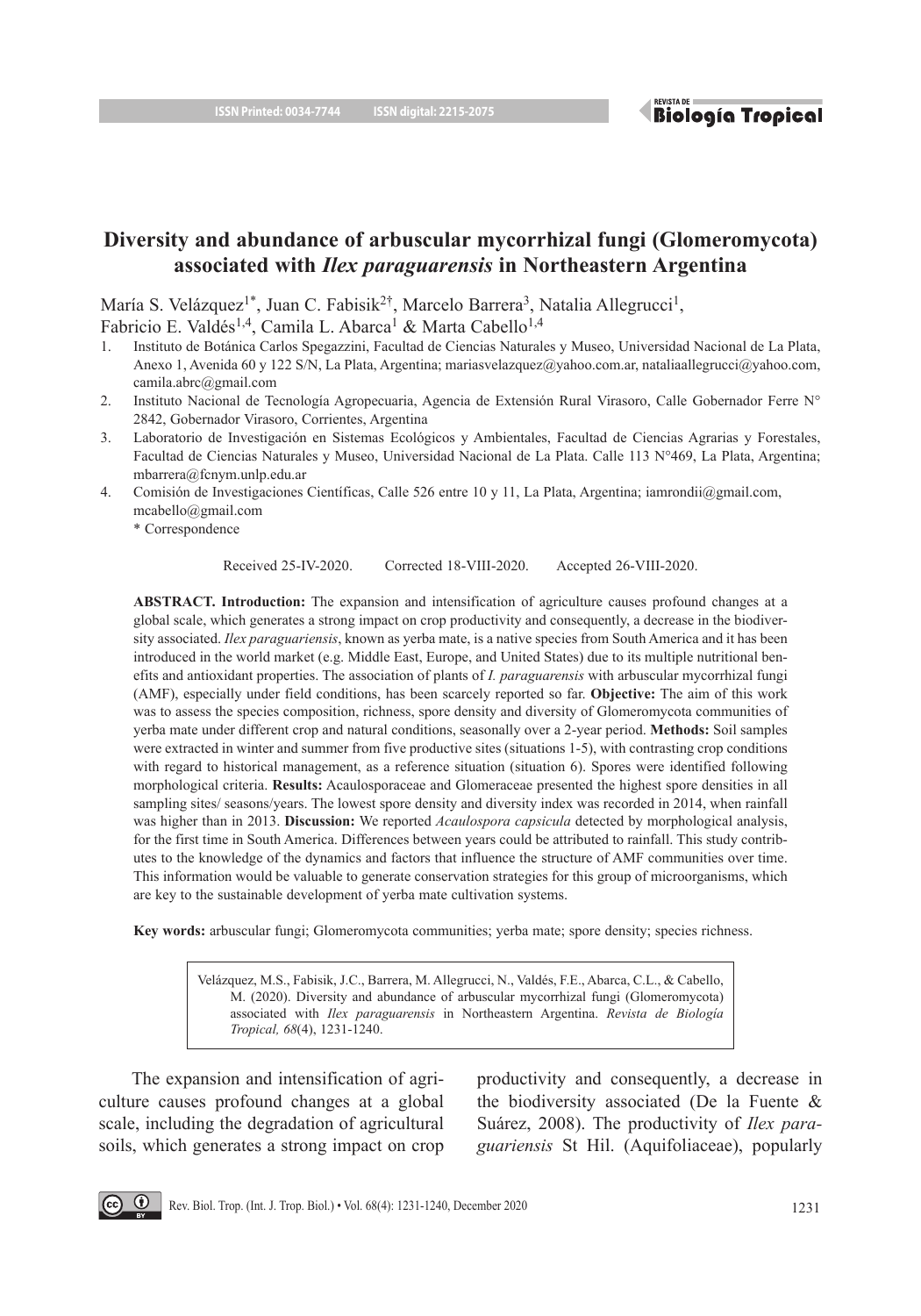# Diversity and abundance of arbuscular mycorrhizal fungi (Glomeromycota) associated with *Ilex paraguarensis* in Northeastern Argentina

María S. Velázquez[1*], Juan C. Fabisik[2†], Marcelo Barrera[3], Natalia Allegrucci[1], Fabricio E. Valdés[1,4], Camila L. Abarca[1] & Marta Cabello[1,4]

1. Instituto de Botánica Carlos Spegazzini, Facultad de Ciencias Naturales y Museo, Universidad Nacional de La Plata, Anexo 1, Avenida 60 y 122 S/N, La Plata, Argentina; mariasvelazquez@yahoo.com.ar, nataliaallegrucci@yahoo.com, camila.abrc@gmail.com
2. Instituto Nacional de Tecnología Agropecuaria, Agencia de Extensión Rural Virasoro, Calle Gobernador Ferre N° 2842, Gobernador Virasoro, Corrientes, Argentina
3. Laboratorio de Investigación en Sistemas Ecológicos y Ambientales, Facultad de Ciencias Agrarias y Forestales, Facultad de Ciencias Naturales y Museo, Universidad Nacional de La Plata. Calle 113 N°469, La Plata, Argentina; mbarrera@fcnym.unlp.edu.ar
4. Comisión de Investigaciones Científicas, Calle 526 entre 10 y 11, La Plata, Argentina; iamrondii@gmail.com, mcabello@gmail.com

\* Correspondence

Received 25-IV-2020. Corrected 18-VIII-2020. Accepted 26-VIII-2020.

**ABSTRACT. Introduction:** The expansion and intensification of agriculture causes profound changes at a global scale, which generates a strong impact on crop productivity and consequently, a decrease in the biodiversity associated. *Ilex paraguariensis*, known as yerba mate, is a native species from South America and it has been introduced in the world market (e.g. Middle East, Europe, and United States) due to its multiple nutritional benefits and antioxidant properties. The association of plants of *I. paraguarensis* with arbuscular mycorrhizal fungi (AMF), especially under field conditions, has been scarcely reported so far. **Objective:** The aim of this work was to assess the species composition, richness, spore density and diversity of Glomeromycota communities of yerba mate under different crop and natural conditions, seasonally over a 2-year period. **Methods:** Soil samples were extracted in winter and summer from five productive sites (situations 1-5), with contrasting crop conditions with regard to historical management, as a reference situation (situation 6). Spores were identified following morphological criteria. **Results:** Acaulosporaceae and Glomeraceae presented the highest spore densities in all sampling sites/ seasons/years. The lowest spore density and diversity index was recorded in 2014, when rainfall was higher than in 2013. **Discussion:** We reported *Acaulospora capsicula* detected by morphological analysis, for the first time in South America. Differences between years could be attributed to rainfall. This study contributes to the knowledge of the dynamics and factors that influence the structure of AMF communities over time. This information would be valuable to generate conservation strategies for this group of microorganisms, which are key to the sustainable development of yerba mate cultivation systems.

**Key words:** arbuscular fungi; Glomeromycota communities; yerba mate; spore density; species richness.

Velázquez, M.S., Fabisik, J.C., Barrera, M. Allegrucci, N., Valdés, F.E., Abarca, C.L., & Cabello, M. (2020). Diversity and abundance of arbuscular mycorrhizal fungi (Glomeromycota) associated with *Ilex paraguarensis* in Northeastern Argentina. *Revista de Biología Tropical, 68*(4), 1231-1240.

The expansion and intensification of agriculture causes profound changes at a global scale, including the degradation of agricultural soils, which generates a strong impact on crop productivity and consequently, a decrease in the biodiversity associated (De la Fuente & Suárez, 2008). The productivity of *Ilex paraguariensis* St Hil. (Aquifoliaceae), popularly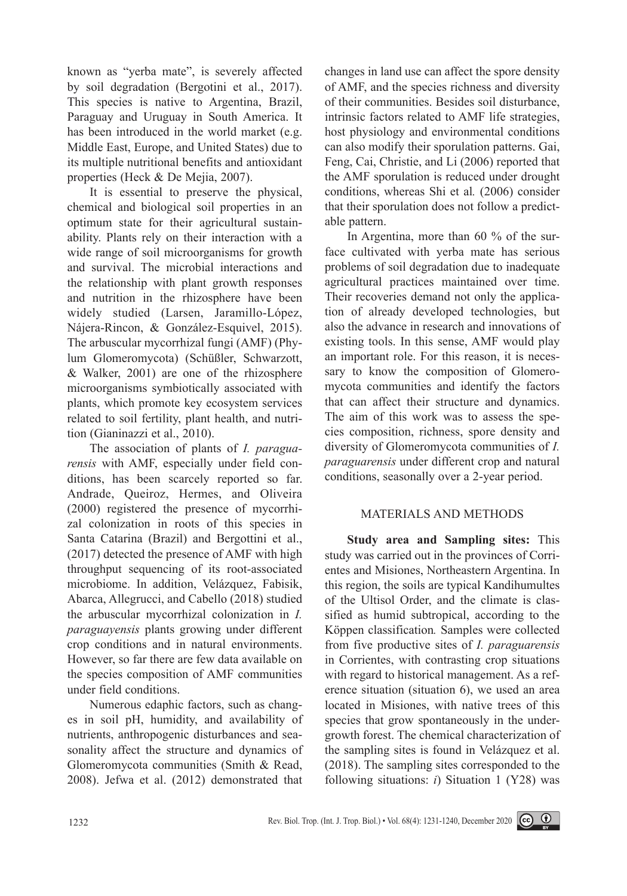known as "yerba mate", is severely affected by soil degradation (Bergotini et al., 2017). This species is native to Argentina, Brazil, Paraguay and Uruguay in South America. It has been introduced in the world market (e.g. Middle East, Europe, and United States) due to its multiple nutritional benefits and antioxidant properties (Heck & De Mejia, 2007).

It is essential to preserve the physical, chemical and biological soil properties in an optimum state for their agricultural sustainability. Plants rely on their interaction with a wide range of soil microorganisms for growth and survival. The microbial interactions and the relationship with plant growth responses and nutrition in the rhizosphere have been widely studied (Larsen, Jaramillo-López, Nájera-Rincon, & González-Esquivel, 2015). The arbuscular mycorrhizal fungi (AMF) (Phylum Glomeromycota) (Schüßler, Schwarzott, & Walker, 2001) are one of the rhizosphere microorganisms symbiotically associated with plants, which promote key ecosystem services related to soil fertility, plant health, and nutrition (Gianinazzi et al., 2010).

The association of plants of *I. paraguarensis* with AMF, especially under field conditions, has been scarcely reported so far. Andrade, Queiroz, Hermes, and Oliveira (2000) registered the presence of mycorrhizal colonization in roots of this species in Santa Catarina (Brazil) and Bergottini et al., (2017) detected the presence of AMF with high throughput sequencing of its root-associated microbiome. In addition, Velázquez, Fabisik, Abarca, Allegrucci, and Cabello (2018) studied the arbuscular mycorrhizal colonization in *I. paraguayensis* plants growing under different crop conditions and in natural environments. However, so far there are few data available on the species composition of AMF communities under field conditions.

Numerous edaphic factors, such as changes in soil pH, humidity, and availability of nutrients, anthropogenic disturbances and seasonality affect the structure and dynamics of Glomeromycota communities (Smith & Read, 2008). Jefwa et al. (2012) demonstrated that changes in land use can affect the spore density of AMF, and the species richness and diversity of their communities. Besides soil disturbance, intrinsic factors related to AMF life strategies, host physiology and environmental conditions can also modify their sporulation patterns. Gai, Feng, Cai, Christie, and Li (2006) reported that the AMF sporulation is reduced under drought conditions, whereas Shi et al*.* (2006) consider that their sporulation does not follow a predictable pattern.

In Argentina, more than 60 % of the surface cultivated with yerba mate has serious problems of soil degradation due to inadequate agricultural practices maintained over time. Their recoveries demand not only the application of already developed technologies, but also the advance in research and innovations of existing tools. In this sense, AMF would play an important role. For this reason, it is necessary to know the composition of Glomeromycota communities and identify the factors that can affect their structure and dynamics. The aim of this work was to assess the species composition, richness, spore density and diversity of Glomeromycota communities of *I. paraguarensis* under different crop and natural conditions, seasonally over a 2-year period.

## MATERIALS AND METHODS

**Study area and Sampling sites:** This study was carried out in the provinces of Corrientes and Misiones, Northeastern Argentina. In this region, the soils are typical Kandihumultes of the Ultisol Order, and the climate is classified as humid subtropical, according to the Köppen classification*.* Samples were collected from five productive sites of *I. paraguarensis* in Corrientes, with contrasting crop situations with regard to historical management. As a reference situation (situation 6), we used an area located in Misiones, with native trees of this species that grow spontaneously in the undergrowth forest. The chemical characterization of the sampling sites is found in Velázquez et al. (2018). The sampling sites corresponded to the following situations: *i*) Situation 1 (Y28) was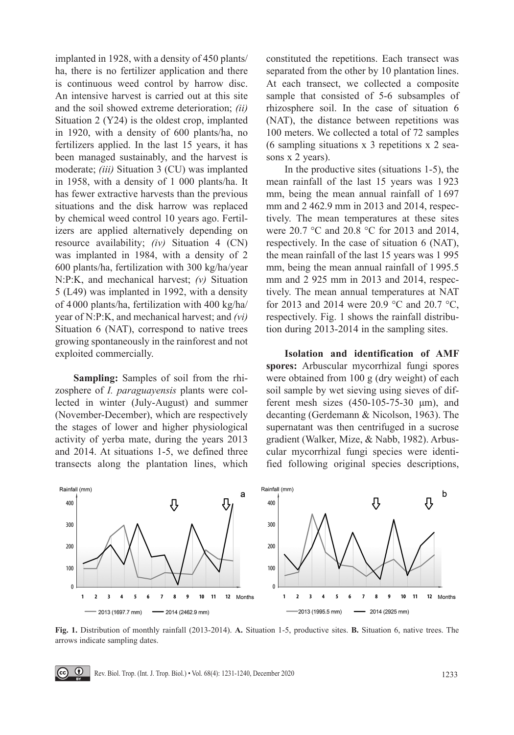implanted in 1928, with a density of 450 plants/ha, there is no fertilizer application and there is continuous weed control by harrow disc. An intensive harvest is carried out at this site and the soil showed extreme deterioration; *(ii)* Situation 2 (Y24) is the oldest crop, implanted in 1920, with a density of 600 plants/ha, no fertilizers applied. In the last 15 years, it has been managed sustainably, and the harvest is moderate; *(iii)* Situation 3 (CU) was implanted in 1958, with a density of 1 000 plants/ha. It has fewer extractive harvests than the previous situations and the disk harrow was replaced by chemical weed control 10 years ago. Fertilizers are applied alternatively depending on resource availability; *(iv)* Situation 4 (CN) was implanted in 1984, with a density of 2 600 plants/ha, fertilization with 300 kg/ha/year N:P:K, and mechanical harvest; *(v)* Situation 5 (L49) was implanted in 1992, with a density of 4 000 plants/ha, fertilization with 400 kg/ha/year of N:P:K, and mechanical harvest; and *(vi)* Situation 6 (NAT), correspond to native trees growing spontaneously in the rainforest and not exploited commercially.

**Sampling:** Samples of soil from the rhizosphere of *I. paraguayensis* plants were collected in winter (July-August) and summer (November-December), which are respectively the stages of lower and higher physiological activity of yerba mate, during the years 2013 and 2014. At situations 1-5, we defined three transects along the plantation lines, which constituted the repetitions. Each transect was separated from the other by 10 plantation lines. At each transect, we collected a composite sample that consisted of 5-6 subsamples of rhizosphere soil. In the case of situation 6 (NAT), the distance between repetitions was 100 meters. We collected a total of 72 samples (6 sampling situations x 3 repetitions x 2 seasons x 2 years).

In the productive sites (situations 1-5), the mean rainfall of the last 15 years was 1 923 mm, being the mean annual rainfall of 1 697 mm and 2 462.9 mm in 2013 and 2014, respectively. The mean temperatures at these sites were 20.7 °C and 20.8 °C for 2013 and 2014, respectively. In the case of situation 6 (NAT), the mean rainfall of the last 15 years was 1 995 mm, being the mean annual rainfall of 1 995.5 mm and 2 925 mm in 2013 and 2014, respectively. The mean annual temperatures at NAT for 2013 and 2014 were 20.9 °C and 20.7 °C, respectively. Fig. 1 shows the rainfall distribution during 2013-2014 in the sampling sites.

**Isolation and identification of AMF spores:** Arbuscular mycorrhizal fungi spores were obtained from 100 g (dry weight) of each soil sample by wet sieving using sieves of different mesh sizes (450-105-75-30 μm), and decanting (Gerdemann & Nicolson, 1963). The supernatant was then centrifuged in a sucrose gradient (Walker, Mize, & Nabb, 1982). Arbuscular mycorrhizal fungi species were identified following original species descriptions,

**Fig. 1.** Distribution of monthly rainfall (2013-2014). **A.** Situation 1-5, productive sites. **B.** Situation 6, native trees. The arrows indicate sampling dates.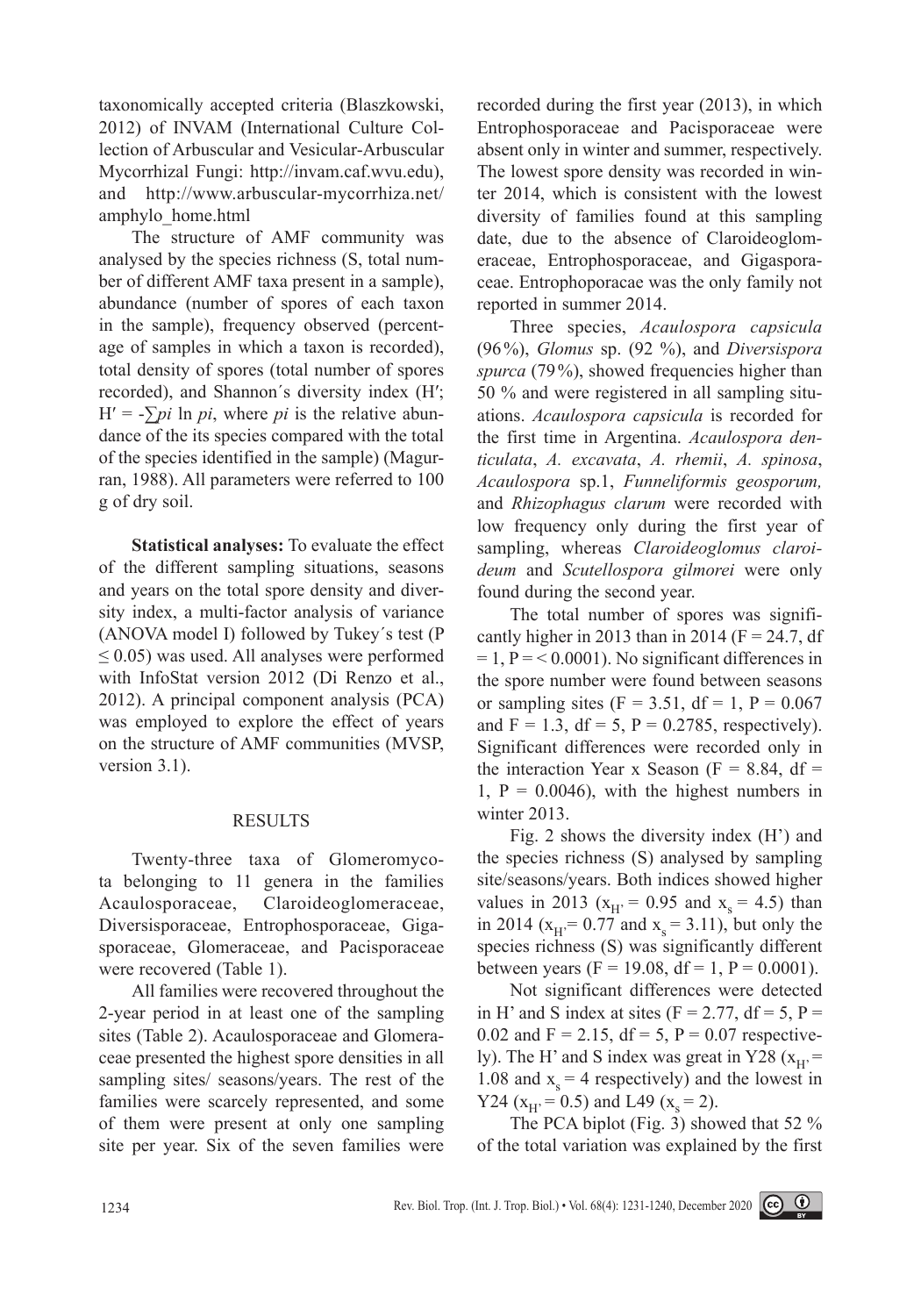taxonomically accepted criteria (Blaszkowski, 2012) of INVAM (International Culture Collection of Arbuscular and Vesicular-Arbuscular Mycorrhizal Fungi: http://invam.caf.wvu.edu), and http://www.arbuscular-mycorrhiza.net/amphylo_home.html

The structure of AMF community was analysed by the species richness (S, total number of different AMF taxa present in a sample), abundance (number of spores of each taxon in the sample), frequency observed (percentage of samples in which a taxon is recorded), total density of spores (total number of spores recorded), and Shannon´s diversity index (H′; $H' = -\sum pi \ln pi$, where *pi* is the relative abundance of the its species compared with the total of the species identified in the sample) (Magurran, 1988). All parameters were referred to 100 g of dry soil.

**Statistical analyses:** To evaluate the effect of the different sampling situations, seasons and years on the total spore density and diversity index, a multi-factor analysis of variance (ANOVA model I) followed by Tukey´s test ($P \leq 0.05$) was used. All analyses were performed with InfoStat version 2012 (Di Renzo et al., 2012). A principal component analysis (PCA) was employed to explore the effect of years on the structure of AMF communities (MVSP, version 3.1).

## RESULTS

Twenty-three taxa of Glomeromycota belonging to 11 genera in the families Acaulosporaceae, Claroideoglomeraceae, Diversisporaceae, Entrophosporaceae, Gigasporaceae, Glomeraceae, and Pacisporaceae were recovered (Table 1).

All families were recovered throughout the 2-year period in at least one of the sampling sites (Table 2). Acaulosporaceae and Glomeraceae presented the highest spore densities in all sampling sites/ seasons/years. The rest of the families were scarcely represented, and some of them were present at only one sampling site per year. Six of the seven families were recorded during the first year (2013), in which Entrophosporaceae and Pacisporaceae were absent only in winter and summer, respectively. The lowest spore density was recorded in winter 2014, which is consistent with the lowest diversity of families found at this sampling date, due to the absence of Claroideoglomeraceae, Entrophosporaceae, and Gigasporaceae. Entrophoporacae was the only family not reported in summer 2014.

Three species, *Acaulospora capsicula* (96%), *Glomus* sp. (92 %), and *Diversispora spurca* (79%), showed frequencies higher than 50 % and were registered in all sampling situations. *Acaulospora capsicula* is recorded for the first time in Argentina. *Acaulospora denticulata*, *A. excavata*, *A. rhemii*, *A. spinosa*, *Acaulospora* sp.1, *Funneliformis geosporum,* and *Rhizophagus clarum* were recorded with low frequency only during the first year of sampling, whereas *Claroideoglomus claroideum* and *Scutellospora gilmorei* were only found during the second year.

The total number of spores was significantly higher in 2013 than in 2014 ($F = 24.7$, $df = 1$, $P = < 0.0001$). No significant differences in the spore number were found between seasons or sampling sites ($F = 3.51$, $df = 1$, $P = 0.067$ and $F = 1.3$, $df = 5$, $P = 0.2785$, respectively). Significant differences were recorded only in the interaction Year x Season ($F = 8.84$, $df = 1$, $P = 0.0046$), with the highest numbers in winter 2013.

Fig. 2 shows the diversity index (H’) and the species richness (S) analysed by sampling site/seasons/years. Both indices showed higher values in 2013 ($x_{H'} = 0.95$ and $x_s = 4.5$) than in 2014 ($x_{H'} = 0.77$ and $x_s = 3.11$), but only the species richness (S) was significantly different between years ($F = 19.08$, $df = 1$, $P = 0.0001$).

Not significant differences were detected in H’ and S index at sites ($F = 2.77$, $df = 5$, $P = 0.02$ and $F = 2.15$, $df = 5$, $P = 0.07$ respectively). The H’ and S index was great in Y28 ($x_{H'} = 1.08$ and $x_s = 4$ respectively) and the lowest in Y24 ($x_{H'} = 0.5$) and L49 ($x_s = 2$).

The PCA biplot (Fig. 3) showed that 52 % of the total variation was explained by the first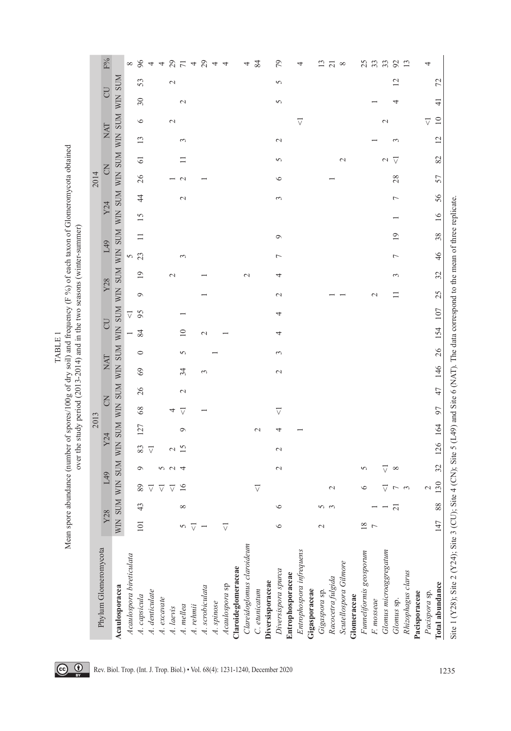TABLE 1

Mean spore abundance (number of spores/100g of dry soil) and frequency (F %) of each taxon of Glomeromycota obtained over the study period (2013-2014) and in the two seasons (winter-summer)

| Phylum Glomeromycota | 2013 | | | | | | | | | | | | 2014 | | | | | | | | | | | | F% |
|---|---|---|---|---|---|---|---|---|---|---|---|---|---|---|---|---|---|---|---|---|---|---|---|---|---|
| | Y28 | | L49 | | Y24 | | CN | | NAT | | CU | | Y28 | | L49 | | Y24 | | CN | | NAT | | CU | | |
| | WIN | SUM | WIN | SUM | WIN | SUM | WIN | SUM | WIN | SUM | WIN | SUM | WIN | SUM | WIN | SUM | WIN | SUM | WIN | SUM | WIN | SUM | WIN | SUM | |
| **Acaulosporacea** | | | | | | | | | | | | | | | | | | | | | | | | | |
| *Acaulospora bireticulata* | | | | | | | | | | | 1 | <1 | | | 5 | | | | | | | | | | 8 |
| *A. capsicula* | 101 | 43 | 89 | 9 | 83 | 127 | 68 | 26 | 69 | 0 | 84 | 95 | 9 | 19 | 23 | 11 | 15 | 44 | 26 | 61 | 13 | 6 | 30 | 53 | 96 |
| *A. denticulate* | | | <1 | | <1 | | | | | | | | | | | | | | | | | | | | 4 |
| *A. excavate* | | | <1 | 5 | | | | | | | | | | | | | | | | | | | | | 4 |
| *A. laevis* | | | <1 | 2 | 2 | | 4 | | | | | | | 2 | | | | | 1 | | | 2 | | 2 | 29 |
| *A. mellea* | 5 | 8 | 16 | 4 | 15 | 9 | <1 | 2 | 34 | 5 | 10 | 1 | | | 3 | | | 2 | 2 | 11 | 3 | | 2 | | 71 |
| *A. rehmii* | <1 | | | | | | | | | | | | | | | | | | | | | | | | 4 |
| *A. scrobiculata* | 1 | | | | | | 1 | | 3 | | 2 | | 1 | 1 | | | | | 1 | | | | | | 29 |
| *A. spinose* | | | | | | | | | | 1 | | | | | | | | | | | | | | | 4 |
| *Acaulospora* sp | <1 | | | | | | | | | | 1 | | | | | | | | | | | | | | 4 |
| **Claroideoglomeraceae** | | | | | | | | | | | | | | | | | | | | | | | | | |
| *Claroideoglomus claroideum* | | | | | | | | | | | | | | 2 | | | | | | | | | | | 4 |
| *C. etunicatum* | | | <1 | | | 2 | | | | | | | | | | | | | | | | | | | 84 |
| **Diversisporaceae** | | | | | | | | | | | | | | | | | | | | | | | | | |
| *Diversispora spurca* | 6 | 6 | | 2 | 2 | 4 | <1 | | 2 | 3 | 4 | 4 | 2 | 4 | 7 | 9 | | 3 | 6 | 5 | 2 | | 5 | 5 | 79 |
| **Entrophosporaceae** | | | | | | | | | | | | | | | | | | | | | | | | | |
| *Entrophospora infrequens* | | | | | | 1 | | | | | | | | | | | | | | | | <1 | | | 4 |
| **Gigasporaceae** | | | | | | | | | | | | | | | | | | | | | | | | | |
| *Gigaspora* sp. | 2 | 5 | | | | | | | | | | | | | | | | | | | | | | | 13 |
| *Racocetra fulgida* | | 3 | 2 | | | | | | | | | | 1 | | | | | | 1 | | | | | | 21 |
| *Scutellospora Gilmore* | | | | | | | | | | | | | 1 | | | | | | | 2 | | | | | 8 |
| **Glomeraceae** | | | | | | | | | | | | | | | | | | | | | | | | | |
| *Funneliformis geosporum* | 18 | | 6 | 5 | | | | | | | | | | | | | | | | | | | | | 25 |
| *F. mosseae* | 7 | 1 | | | | | | | | | | | 2 | | | | | | | | 1 | | 1 | | 33 |
| *Glomus microaggregatum* | | 1 | <1 | <1 | | | | | | | | | | | | | | | 2 | | | 2 | | | 33 |
| *Glomus* sp. | | 21 | 7 | 8 | | | | | | | | | 11 | 3 | 7 | 19 | 1 | 7 | 28 | <1 | 3 | | 4 | 12 | 92 |
| *Rhizophagus clarus* | | | 3 | | | | | | | | | | | | | | | | | | | | | | 13 |
| **Pacisporaceae** | | | | | | | | | | | | | | | | | | | | | | | | | |
| *Pacispora* sp. | | | 2 | | | | | | | | | | | | | | | | | | | <1 | | | 4 |
| **Total abundance** | 147 | 88 | 130 | 32 | 126 | 164 | 97 | 47 | 146 | 26 | 154 | 107 | 25 | 32 | 46 | 38 | 16 | 56 | 57 | 82 | 12 | 10 | 41 | 72 | |

Site 1 (Y28); Site 2 (Y24); Site 3 (CU); Site 4 (CN); Site 5 (L49) and Site 6 (NAT). The data correspond to the mean of three replicate.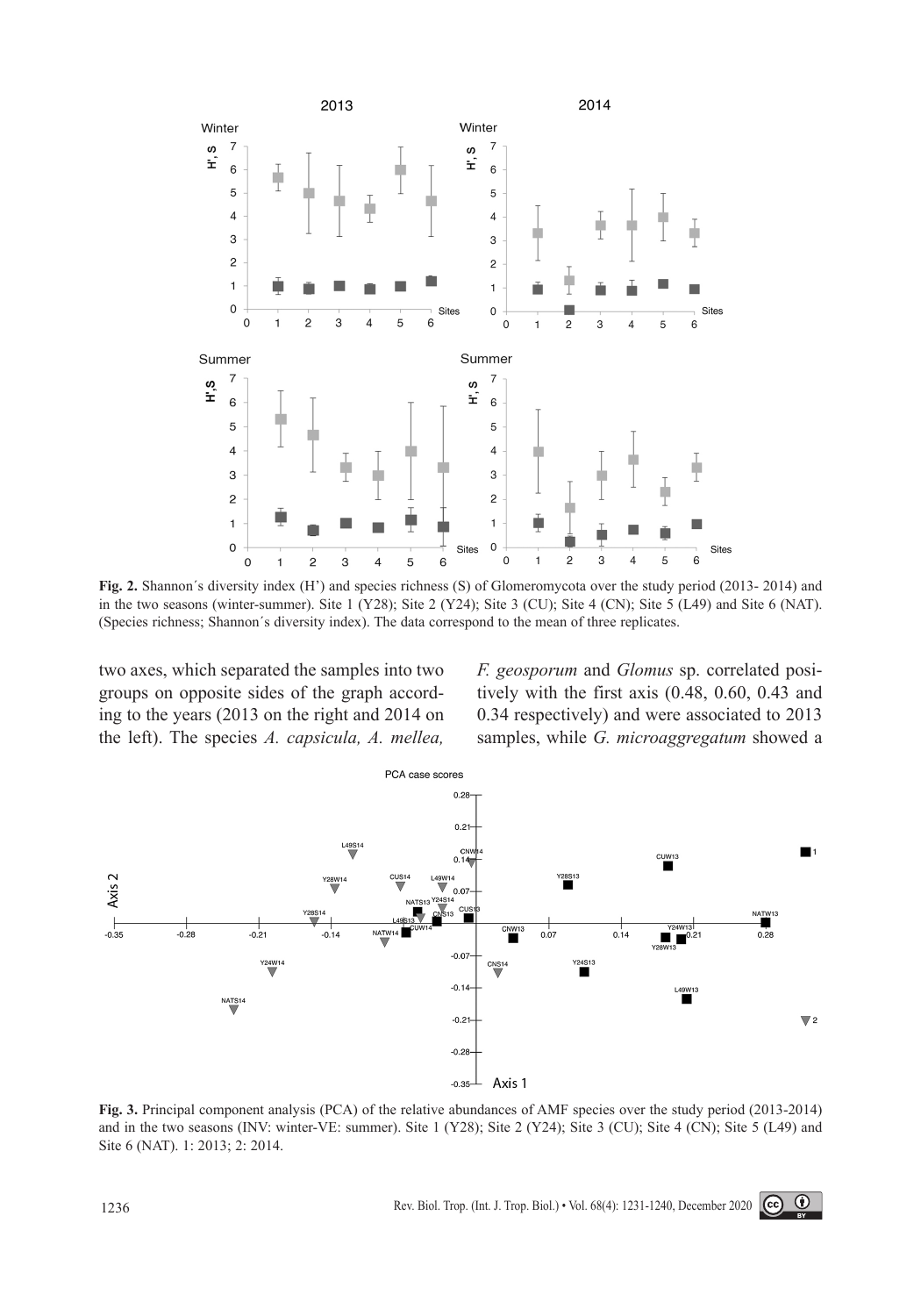**Fig. 2.** Shannon´s diversity index (H') and species richness (S) of Glomeromycota over the study period (2013- 2014) and in the two seasons (winter-summer). Site 1 (Y28); Site 2 (Y24); Site 3 (CU); Site 4 (CN); Site 5 (L49) and Site 6 (NAT). (Species richness; Shannon´s diversity index). The data correspond to the mean of three replicates.

two axes, which separated the samples into two groups on opposite sides of the graph according to the years (2013 on the right and 2014 on the left). The species *A. capsicula, A. mellea, F. geosporum* and *Glomus* sp. correlated positively with the first axis (0.48, 0.60, 0.43 and 0.34 respectively) and were associated to 2013 samples, while *G. microaggregatum* showed a

**Fig. 3.** Principal component analysis (PCA) of the relative abundances of AMF species over the study period (2013-2014) and in the two seasons (INV: winter-VE: summer). Site 1 (Y28); Site 2 (Y24); Site 3 (CU); Site 4 (CN); Site 5 (L49) and Site 6 (NAT). 1: 2013; 2: 2014.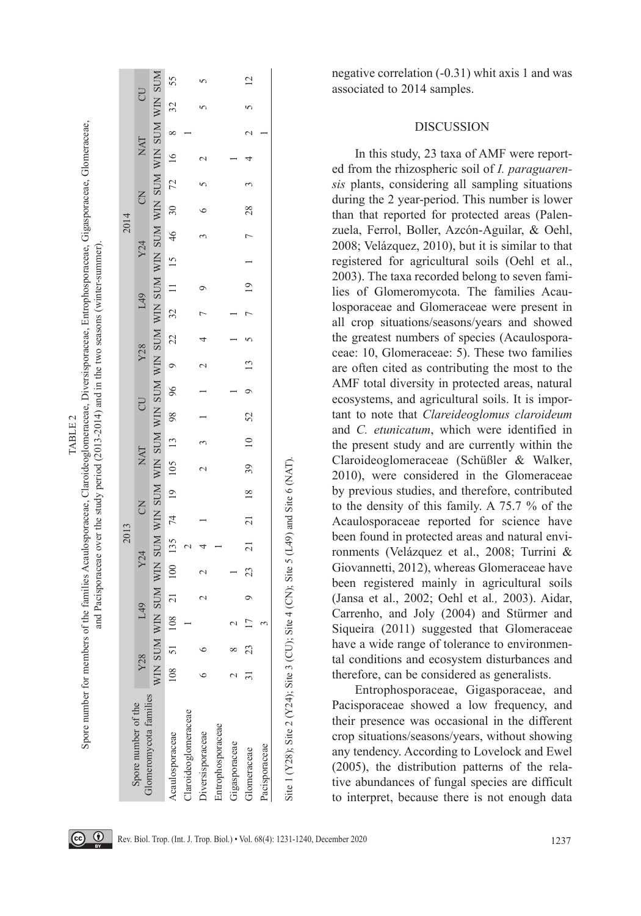TABLE 2

Spore number for members of the families Acaulosporaceae, Claroideoglomeraceae, Diversisporaceae, Entrophosporaceae, Gigasporaceae, Glomeraceae, and Pacisporaceae over the study period (2013-2014) and in the two seasons (winter-summer).

| Spore number of the Glomeromycota families | 2013 | | | | | | | | | | | | 2014 | | | | | | | | | | | |
|---|---|---|---|---|---|---|---|---|---|---|---|---|---|---|---|---|---|---|---|---|---|---|---|---|
| | Y28 | | L49 | | Y24 | | CN | | NAT | | CU | | Y28 | | L49 | | Y24 | | CN | | NAT | | CU | |
| | WIN | SUM | WIN | SUM | WIN | SUM | WIN | SUM | WIN | SUM | WIN | SUM | WIN | SUM | WIN | SUM | WIN | SUM | WIN | SUM | WIN | SUM | WIN | SUM |
| Acaulosporaceae | 108 | 51 | 108 | 21 | 100 | 135 | 74 | 19 | 105 | 13 | 98 | 96 | 9 | 22 | 32 | 11 | 15 | 46 | 30 | 72 | 16 | 8 | 32 | 55 |
| Claroideoglomeraceae | | | 1 | | | 2 | | | | | | | | | | | | | | | | 1 | | |
| Diversisporaceae | 6 | 6 | | 2 | 2 | 4 | 1 | | 2 | 3 | 1 | 1 | 2 | 4 | 7 | 9 | | 3 | 6 | 5 | 2 | | 5 | 5 |
| Entrophosporaceae | | | | | | 1 | | | | | | | | | | | | | | | | | | |
| Gigasporaceae | 2 | 8 | 2 | | 1 | | | | | | | 1 | | 1 | 1 | | | | | | 1 | | | |
| Glomeraceae | 31 | 23 | 17 | 9 | 23 | 21 | 21 | 18 | 39 | 10 | 52 | 9 | 13 | 5 | 7 | 19 | 1 | 7 | 28 | 3 | 4 | 2 | 5 | 12 |
| Pacisporaceae | | | 3 | | | | | | | | | | | | | | | | | | | 1 | | |

Site 1 (Y28); Site 2 (Y24); Site 3 (CU); Site 4 (CN); Site 5 (L49) and Site 6 (NAT).

negative correlation (-0.31) whit axis 1 and was associated to 2014 samples.

## DISCUSSION

In this study, 23 taxa of AMF were reported from the rhizospheric soil of *I. paraguarensis* plants, considering all sampling situations during the 2 year-period. This number is lower than that reported for protected areas (Palenzuela, Ferrol, Boller, Azcón-Aguilar, & Oehl, 2008; Velázquez, 2010), but it is similar to that registered for agricultural soils (Oehl et al., 2003). The taxa recorded belong to seven families of Glomeromycota. The families Acaulosporaceae and Glomeraceae were present in all crop situations/seasons/years and showed the greatest numbers of species (Acaulosporaceae: 10, Glomeraceae: 5). These two families are often cited as contributing the most to the AMF total diversity in protected areas, natural ecosystems, and agricultural soils. It is important to note that *Clareideoglomus claroideum* and *C. etunicatum*, which were identified in the present study and are currently within the Claroideoglomeraceae (Schüßler & Walker, 2010), were considered in the Glomeraceae by previous studies, and therefore, contributed to the density of this family. A 75.7 % of the Acaulosporaceae reported for science have been found in protected areas and natural environments (Velázquez et al., 2008; Turrini & Giovannetti, 2012), whereas Glomeraceae have been registered mainly in agricultural soils (Jansa et al., 2002; Oehl et al*.,* 2003). Aidar, Carrenho, and Joly (2004) and Stürmer and Siqueira (2011) suggested that Glomeraceae have a wide range of tolerance to environmental conditions and ecosystem disturbances and therefore, can be considered as generalists.

Entrophosporaceae, Gigasporaceae, and Pacisporaceae showed a low frequency, and their presence was occasional in the different crop situations/seasons/years, without showing any tendency. According to Lovelock and Ewel (2005), the distribution patterns of the relative abundances of fungal species are difficult to interpret, because there is not enough data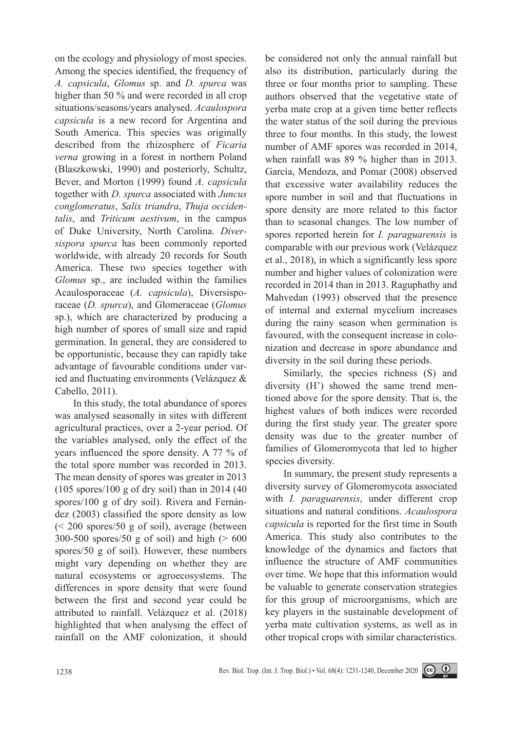on the ecology and physiology of most species. Among the species identified, the frequency of *A. capsicula*, *Glomus* sp. and *D. spurca* was higher than 50 % and were recorded in all crop situations/seasons/years analysed. *Acaulospora capsicula* is a new record for Argentina and South America. This species was originally described from the rhizosphere of *Ficaria verna* growing in a forest in northern Poland (Blaszkowski, 1990) and posteriorly, Schultz, Bever, and Morton (1999) found *A. capsicula* together with *D. spurca* associated with *Juncus conglomeratus*, *Salix triandra*, *Thuja occidentalis*, and *Triticum aestivum*, in the campus of Duke University, North Carolina. *Diversispora spurca* has been commonly reported worldwide, with already 20 records for South America. These two species together with *Glomus* sp., are included within the families Acaulosporaceae (*A. capsicula*), Diversisporaceae (*D. spurca*), and Glomeraceae (*Glomus* sp.), which are characterized by producing a high number of spores of small size and rapid germination. In general, they are considered to be opportunistic, because they can rapidly take advantage of favourable conditions under varied and fluctuating environments (Velázquez & Cabello, 2011).

In this study, the total abundance of spores was analysed seasonally in sites with different agricultural practices, over a 2-year period. Of the variables analysed, only the effect of the years influenced the spore density. A 77 % of the total spore number was recorded in 2013. The mean density of spores was greater in 2013 (105 spores/100 g of dry soil) than in 2014 (40 spores/100 g of dry soil). Rivera and Fernández (2003) classified the spore density as low (< 200 spores/50 g of soil), average (between 300-500 spores/50 g of soil) and high (> 600 spores/50 g of soil). However, these numbers might vary depending on whether they are natural ecosystems or agroecosystems. The differences in spore density that were found between the first and second year could be attributed to rainfall. Velázquez et al. (2018) highlighted that when analysing the effect of rainfall on the AMF colonization, it should be considered not only the annual rainfall but also its distribution, particularly during the three or four months prior to sampling. These authors observed that the vegetative state of yerba mate crop at a given time better reflects the water status of the soil during the previous three to four months. In this study, the lowest number of AMF spores was recorded in 2014, when rainfall was 89 % higher than in 2013. García, Mendoza, and Pomar (2008) observed that excessive water availability reduces the spore number in soil and that fluctuations in spore density are more related to this factor than to seasonal changes. The low number of spores reported herein for *I. paraguarensis* is comparable with our previous work (Velázquez et al., 2018), in which a significantly less spore number and higher values of colonization were recorded in 2014 than in 2013. Raguphathy and Mahvedan (1993) observed that the presence of internal and external mycelium increases during the rainy season when germination is favoured, with the consequent increase in colonization and decrease in spore abundance and diversity in the soil during these periods.

Similarly, the species richness (S) and diversity (H') showed the same trend mentioned above for the spore density. That is, the highest values of both indices were recorded during the first study year. The greater spore density was due to the greater number of families of Glomeromycota that led to higher species diversity.

In summary, the present study represents a diversity survey of Glomeromycota associated with *I. paraguarensis*, under different crop situations and natural conditions. *Acaulospora capsicula* is reported for the first time in South America. This study also contributes to the knowledge of the dynamics and factors that influence the structure of AMF communities over time. We hope that this information would be valuable to generate conservation strategies for this group of microorganisms, which are key players in the sustainable development of yerba mate cultivation systems, as well as in other tropical crops with similar characteristics.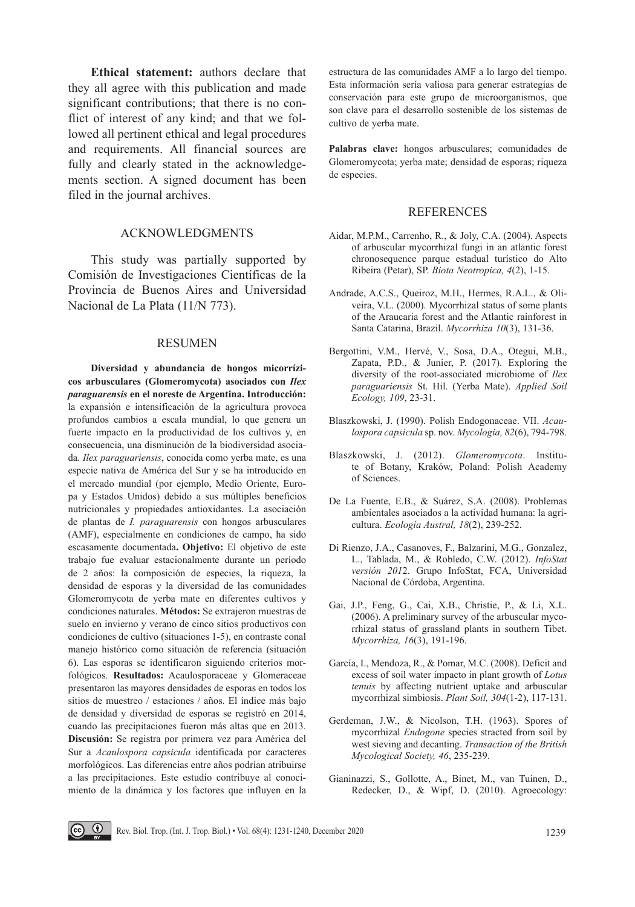**Ethical statement:** authors declare that they all agree with this publication and made significant contributions; that there is no conflict of interest of any kind; and that we followed all pertinent ethical and legal procedures and requirements. All financial sources are fully and clearly stated in the acknowledgements section. A signed document has been filed in the journal archives.

## ACKNOWLEDGMENTS

This study was partially supported by Comisión de Investigaciones Científicas de la Provincia de Buenos Aires and Universidad Nacional de La Plata (11/N 773).

## RESUMEN

**Diversidad y abundancia de hongos micorrízicos arbusculares (Glomeromycota) asociados con *Ilex paraguarensis* en el noreste de Argentina. Introducción:** la expansión e intensificación de la agricultura provoca profundos cambios a escala mundial, lo que genera un fuerte impacto en la productividad de los cultivos y, en consecuencia, una disminución de la biodiversidad asociada. *Ilex paraguariensis*, conocida como yerba mate, es una especie nativa de América del Sur y se ha introducido en el mercado mundial (por ejemplo, Medio Oriente, Europa y Estados Unidos) debido a sus múltiples beneficios nutricionales y propiedades antioxidantes. La asociación de plantas de *I. paraguarensis* con hongos arbusculares (AMF), especialmente en condiciones de campo, ha sido escasamente documentada**. Objetivo:** El objetivo de este trabajo fue evaluar estacionalmente durante un período de 2 años: la composición de especies, la riqueza, la densidad de esporas y la diversidad de las comunidades Glomeromycota de yerba mate en diferentes cultivos y condiciones naturales. **Métodos:** Se extrajeron muestras de suelo en invierno y verano de cinco sitios productivos con condiciones de cultivo (situaciones 1-5), en contraste conal manejo histórico como situación de referencia (situación 6). Las esporas se identificaron siguiendo criterios morfológicos. **Resultados:** Acaulosporaceae y Glomeraceae presentaron las mayores densidades de esporas en todos los sitios de muestreo / estaciones / años. El índice más bajo de densidad y diversidad de esporas se registró en 2014, cuando las precipitaciones fueron más altas que en 2013. **Discusión:** Se registra por primera vez para América del Sur a *Acaulospora capsicula* identificada por caracteres morfológicos. Las diferencias entre años podrían atribuirse a las precipitaciones. Este estudio contribuye al conocimiento de la dinámica y los factores que influyen en la estructura de las comunidades AMF a lo largo del tiempo. Esta información sería valiosa para generar estrategias de conservación para este grupo de microorganismos, que son clave para el desarrollo sostenible de los sistemas de cultivo de yerba mate.

**Palabras clave:** hongos arbusculares; comunidades de Glomeromycota; yerba mate; densidad de esporas; riqueza de especies.

## REFERENCES

Aidar, M.P.M., Carrenho, R., & Joly, C.A. (2004). Aspects of arbuscular mycorrhizal fungi in an atlantic forest chronosequence parque estadual turístico do Alto Ribeira (Petar), SP. *Biota Neotropica, 4*(2), 1-15.

Andrade, A.C.S., Queiroz, M.H., Hermes, R.A.L., & Oliveira, V.L. (2000). Mycorrhizal status of some plants of the Araucaria forest and the Atlantic rainforest in Santa Catarina, Brazil. *Mycorrhiza 10*(3), 131-36.

Bergottini, V.M., Hervé, V., Sosa, D.A., Otegui, M.B., Zapata, P.D., & Junier, P. (2017). Exploring the diversity of the root-associated microbiome of *Ilex paraguariensis* St. Hil. (Yerba Mate). *Applied Soil Ecology, 109*, 23-31.

Blaszkowski, J. (1990). Polish Endogonaceae. VII. *Acaulospora capsicula* sp. nov. *Mycologia, 82*(6), 794-798.

Blaszkowski, J. (2012). *Glomeromycota*. Institute of Botany, Kraków, Poland: Polish Academy of Sciences.

De La Fuente, E.B., & Suárez, S.A. (2008). Problemas ambientales asociados a la actividad humana: la agricultura. *Ecología Austral, 18*(2), 239-252.

Di Rienzo, J.A., Casanoves, F., Balzarini, M.G., Gonzalez, L., Tablada, M., & Robledo, C.W. (2012). *InfoStat versión 2012*. Grupo InfoStat, FCA, Universidad Nacional de Córdoba, Argentina.

Gai, J.P., Feng, G., Cai, X.B., Christie, P., & Li, X.L. (2006). A preliminary survey of the arbuscular mycorrhizal status of grassland plants in southern Tibet. *Mycorrhiza, 16*(3), 191-196.

García, I., Mendoza, R., & Pomar, M.C. (2008). Deficit and excess of soil water impacto in plant growth of *Lotus tenuis* by affecting nutrient uptake and arbuscular mycorrhizal simbiosis. *Plant Soil, 304*(1-2), 117-131.

Gerdeman, J.W., & Nicolson, T.H. (1963). Spores of mycorrhizal *Endogone* species stracted from soil by west sieving and decanting. *Transaction of the British Mycological Society, 46*, 235-239.

Gianinazzi, S., Gollotte, A., Binet, M., van Tuinen, D., Redecker, D., & Wipf, D. (2010). Agroecology: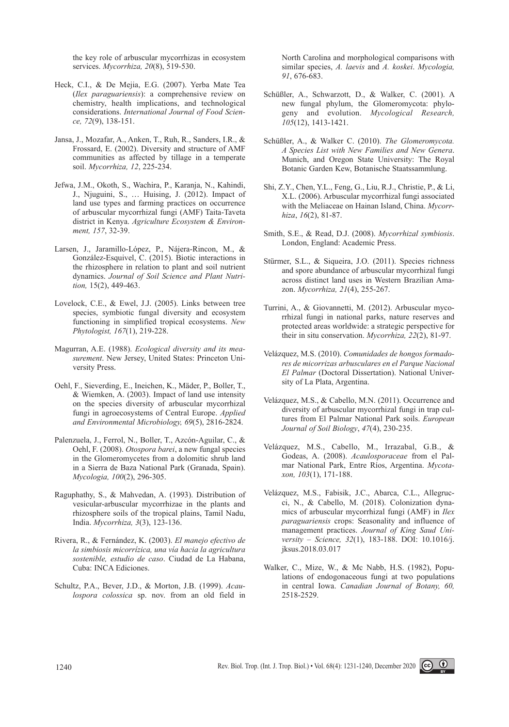the key role of arbuscular mycorrhizas in ecosystem services. *Mycorrhiza, 20*(8), 519-530.

Heck, C.I., & De Mejia, E.G. (2007). Yerba Mate Tea (*Ilex paraguariensis*): a comprehensive review on chemistry, health implications, and technological considerations. *International Journal of Food Science, 72*(9), 138-151.

Jansa, J., Mozafar, A., Anken, T., Ruh, R., Sanders, I.R., & Frossard, E. (2002). Diversity and structure of AMF communities as affected by tillage in a temperate soil. *Mycorrhiza, 12*, 225-234.

Jefwa, J.M., Okoth, S., Wachira, P., Karanja, N., Kahindi, J., Njuguini, S., … Huising, J. (2012). Impact of land use types and farming practices on occurrence of arbuscular mycorrhizal fungi (AMF) Taita-Taveta district in Kenya. *Agriculture Ecosystem & Environment, 157*, 32-39.

Larsen, J., Jaramillo-López, P., Nájera-Rincon, M., & González-Esquivel, C. (2015). Biotic interactions in the rhizosphere in relation to plant and soil nutrient dynamics. *Journal of Soil Science and Plant Nutrition,* 15(2), 449-463.

Lovelock, C.E., & Ewel, J.J. (2005). Links between tree species, symbiotic fungal diversity and ecosystem functioning in simplified tropical ecosystems. *New Phytologist, 167*(1), 219-228.

Magurran, A.E. (1988). *Ecological diversity and its measurement*. New Jersey, United States: Princeton University Press.

Oehl, F., Sieverding, E., Ineichen, K., Mäder, P., Boller, T., & Wiemken, A. (2003). Impact of land use intensity on the species diversity of arbuscular mycorrhizal fungi in agroecosystems of Central Europe. *Applied and Environmental Microbiology, 69*(5), 2816-2824.

Palenzuela, J., Ferrol, N., Boller, T., Azcón-Aguilar, C., & Oehl, F. (2008). *Otospora barei*, a new fungal species in the Glomeromycetes from a dolomitic shrub land in a Sierra de Baza National Park (Granada, Spain). *Mycologia, 100*(2), 296-305.

Raguphathy, S., & Mahvedan, A. (1993). Distribution of vesicular-arbuscular mycorrhizae in the plants and rhizosphere soils of the tropical plains, Tamil Nadu, India. *Mycorrhiza, 3*(3), 123-136.

Rivera, R., & Fernández, K. (2003). *El manejo efectivo de la simbiosis micorrízica, una vía hacia la agricultura sostenible, estudio de caso*. Ciudad de La Habana, Cuba: INCA Ediciones.

Schultz, P.A., Bever, J.D., & Morton, J.B. (1999). *Acaulospora colossica* sp. nov. from an old field in North Carolina and morphological comparisons with similar species, *A. laevis* and *A. koskei*. *Mycologia, 91*, 676-683.

Schüßler, A., Schwarzott, D., & Walker, C. (2001). A new fungal phylum, the Glomeromycota: phylogeny and evolution. *Mycological Research, 105*(12), 1413-1421.

Schüßler, A., & Walker C. (2010). *The Glomeromycota. A Species List with New Families and New Genera*. Munich, and Oregon State University: The Royal Botanic Garden Kew, Botanische Staatssammlung.

Shi, Z.Y., Chen, Y.L., Feng, G., Liu, R.J., Christie, P., & Li, X.L. (2006). Arbuscular mycorrhizal fungi associated with the Meliaceae on Hainan Island, China. *Mycorrhiza*, *16*(2), 81-87.

Smith, S.E., & Read, D.J. (2008). *Mycorrhizal symbiosis*. London, England: Academic Press.

Stürmer, S.L., & Siqueira, J.O. (2011). Species richness and spore abundance of arbuscular mycorrhizal fungi across distinct land uses in Western Brazilian Amazon. *Mycorrhiza, 21*(4), 255-267.

Turrini, A., & Giovannetti, M. (2012). Arbuscular mycorrhizal fungi in national parks, nature reserves and protected areas worldwide: a strategic perspective for their in situ conservation. *Mycorrhiza, 22*(2), 81-97.

Velázquez, M.S. (2010). *Comunidades de hongos formadores de micorrizas arbusculares en el Parque Nacional El Palmar* (Doctoral Dissertation). National University of La Plata, Argentina.

Velázquez, M.S., & Cabello, M.N. (2011). Occurrence and diversity of arbuscular mycorrhizal fungi in trap cultures from El Palmar National Park soils. *European Journal of Soil Biology*, *47*(4), 230-235.

Velázquez, M.S., Cabello, M., Irrazabal, G.B., & Godeas, A. (2008). *Acaulosporaceae* from el Palmar National Park, Entre Ríos, Argentina. *Mycotaxon, 103*(1), 171-188.

Velázquez, M.S., Fabisik, J.C., Abarca, C.L., Allegrucci, N., & Cabello, M. (2018). Colonization dynamics of arbuscular mycorrhizal fungi (AMF) in *Ilex paraguariensis* crops: Seasonality and influence of management practices. *Journal of King Saud University – Science, 32*(1), 183-188. DOI: 10.1016/j.jksus.2018.03.017

Walker, C., Mize, W., & Mc Nabb, H.S. (1982), Populations of endogonaceous fungi at two populations in central Iowa. *Canadian Journal of Botany, 60,* 2518-2529.